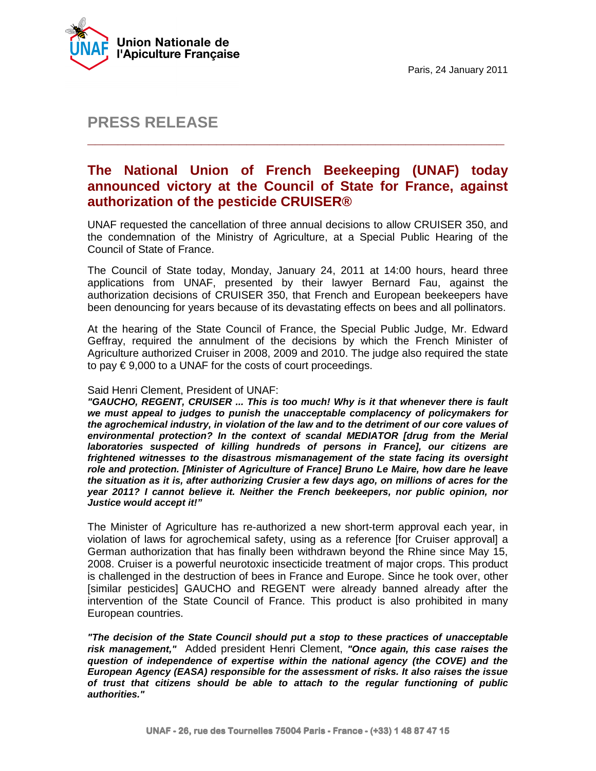Union Nationale de l'Apiculture Française

Paris, 24 January 2011

# PRESS RELEASE

## The National Union of French Beekeeping (UNAF) today announced victory at the Council of State for France, against authorization of the pesticide CRUISER®

UNAF requested the cancellation of three annual decisions to allow CRUISER 350, and the condemnation of the Ministry of Agriculture, at a Special Public Hearing of the Council of State of France.

The Council of State today, Monday, January 24, 2011 at 14:00 hours, heard three applications from UNAF, presented by their lawyer Bernard Fau, against the authorization decisions of CRUISER 350, that French and European beekeepers have been denouncing for years because of its devastating effects on bees and all pollinators.

At the hearing of the State Council of France, the Special Public Judge, Mr. Edward Geffray, required the annulment of the decisions by which the French Minister of Agriculture authorized Cruiser in 2008, 2009 and 2010. The judge also required the state to pay € 9,000 to a UNAF for the costs of court proceedings.

Said Henri Clement, President of UNAF:
***"GAUCHO, REGENT, CRUISER ... This is too much! Why is it that whenever there is fault we must appeal to judges to punish the unacceptable complacency of policymakers for the agrochemical industry, in violation of the law and to the detriment of our core values of environmental protection? In the context of scandal MEDIATOR [drug from the Merial laboratories suspected of killing hundreds of persons in France], our citizens are frightened witnesses to the disastrous mismanagement of the state facing its oversight role and protection. [Minister of Agriculture of France] Bruno Le Maire, how dare he leave the situation as it is, after authorizing Crusier a few days ago, on millions of acres for the year 2011? I cannot believe it. Neither the French beekeepers, nor public opinion, nor Justice would accept it!"***

The Minister of Agriculture has re-authorized a new short-term approval each year, in violation of laws for agrochemical safety, using as a reference [for Cruiser approval] a German authorization that has finally been withdrawn beyond the Rhine since May 15, 2008. Cruiser is a powerful neurotoxic insecticide treatment of major crops. This product is challenged in the destruction of bees in France and Europe. Since he took over, other [similar pesticides] GAUCHO and REGENT were already banned already after the intervention of the State Council of France. This product is also prohibited in many European countries.

***"The decision of the State Council should put a stop to these practices of unacceptable risk management,"*** Added president Henri Clement, ***"Once again, this case raises the question of independence of expertise within the national agency (the COVE) and the European Agency (EASA) responsible for the assessment of risks. It also raises the issue of trust that citizens should be able to attach to the regular functioning of public authorities."***

UNAF - 26, rue des Tournelles 75004 Paris - France - (+33) 1 48 87 47 15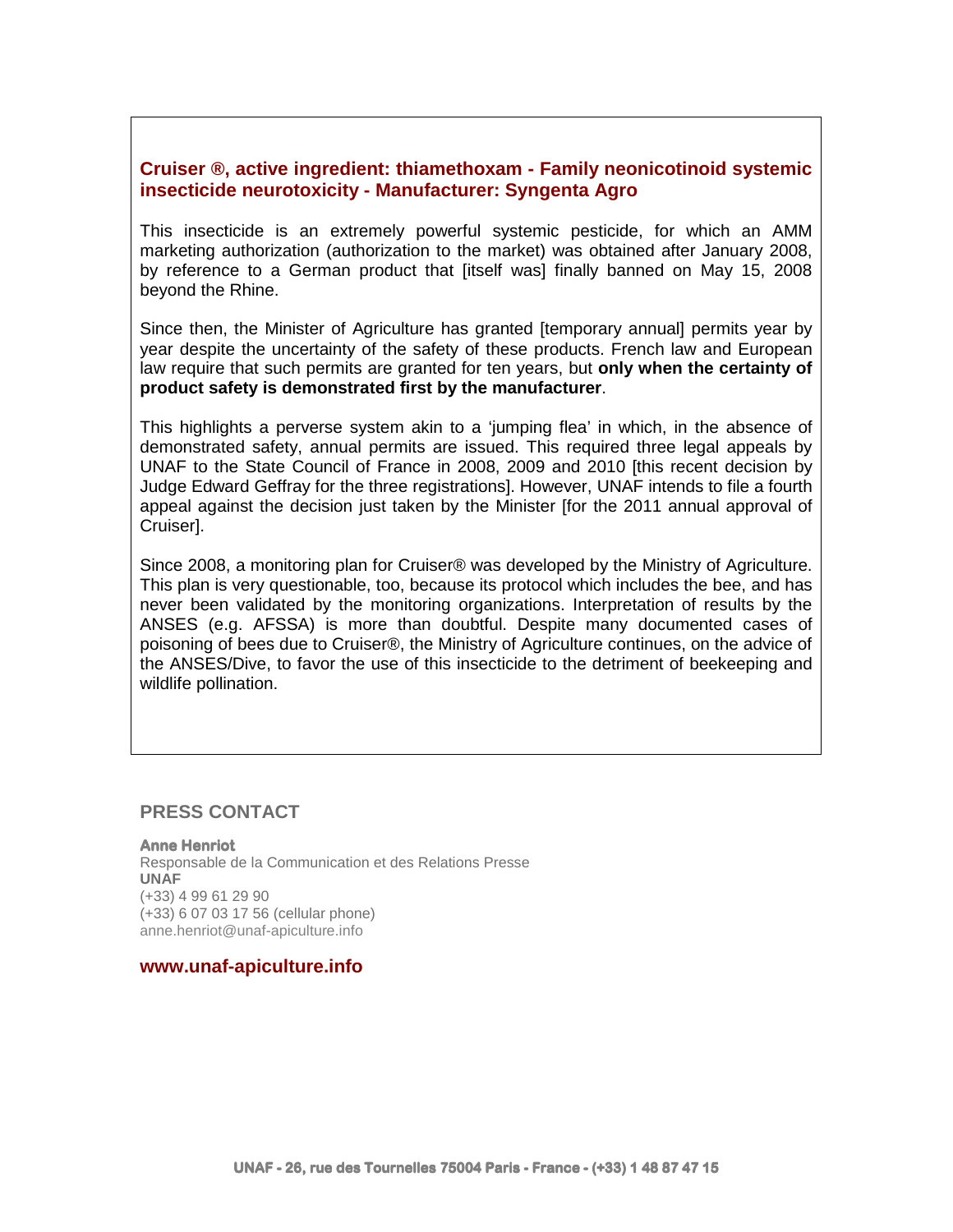## Cruiser ®, active ingredient: thiamethoxam - Family neonicotinoid systemic insecticide neurotoxicity - Manufacturer: Syngenta Agro

This insecticide is an extremely powerful systemic pesticide, for which an AMM marketing authorization (authorization to the market) was obtained after January 2008, by reference to a German product that [itself was] finally banned on May 15, 2008 beyond the Rhine.

Since then, the Minister of Agriculture has granted [temporary annual] permits year by year despite the uncertainty of the safety of these products. French law and European law require that such permits are granted for ten years, but **only when the certainty of product safety is demonstrated first by the manufacturer**.

This highlights a perverse system akin to a 'jumping flea' in which, in the absence of demonstrated safety, annual permits are issued. This required three legal appeals by UNAF to the State Council of France in 2008, 2009 and 2010 [this recent decision by Judge Edward Geffray for the three registrations]. However, UNAF intends to file a fourth appeal against the decision just taken by the Minister [for the 2011 annual approval of Cruiser].

Since 2008, a monitoring plan for Cruiser® was developed by the Ministry of Agriculture. This plan is very questionable, too, because its protocol which includes the bee, and has never been validated by the monitoring organizations. Interpretation of results by the ANSES (e.g. AFSSA) is more than doubtful. Despite many documented cases of poisoning of bees due to Cruiser®, the Ministry of Agriculture continues, on the advice of the ANSES/Dive, to favor the use of this insecticide to the detriment of beekeeping and wildlife pollination.

## PRESS CONTACT

**Anne Henriot**
Responsable de la Communication et des Relations Presse
**UNAF**
(+33) 4 99 61 29 90
(+33) 6 07 03 17 56 (cellular phone)
anne.henriot@unaf-apiculture.info

**www.unaf-apiculture.info**

UNAF - 26, rue des Tournelles 75004 Paris - France - (+33) 1 48 87 47 15